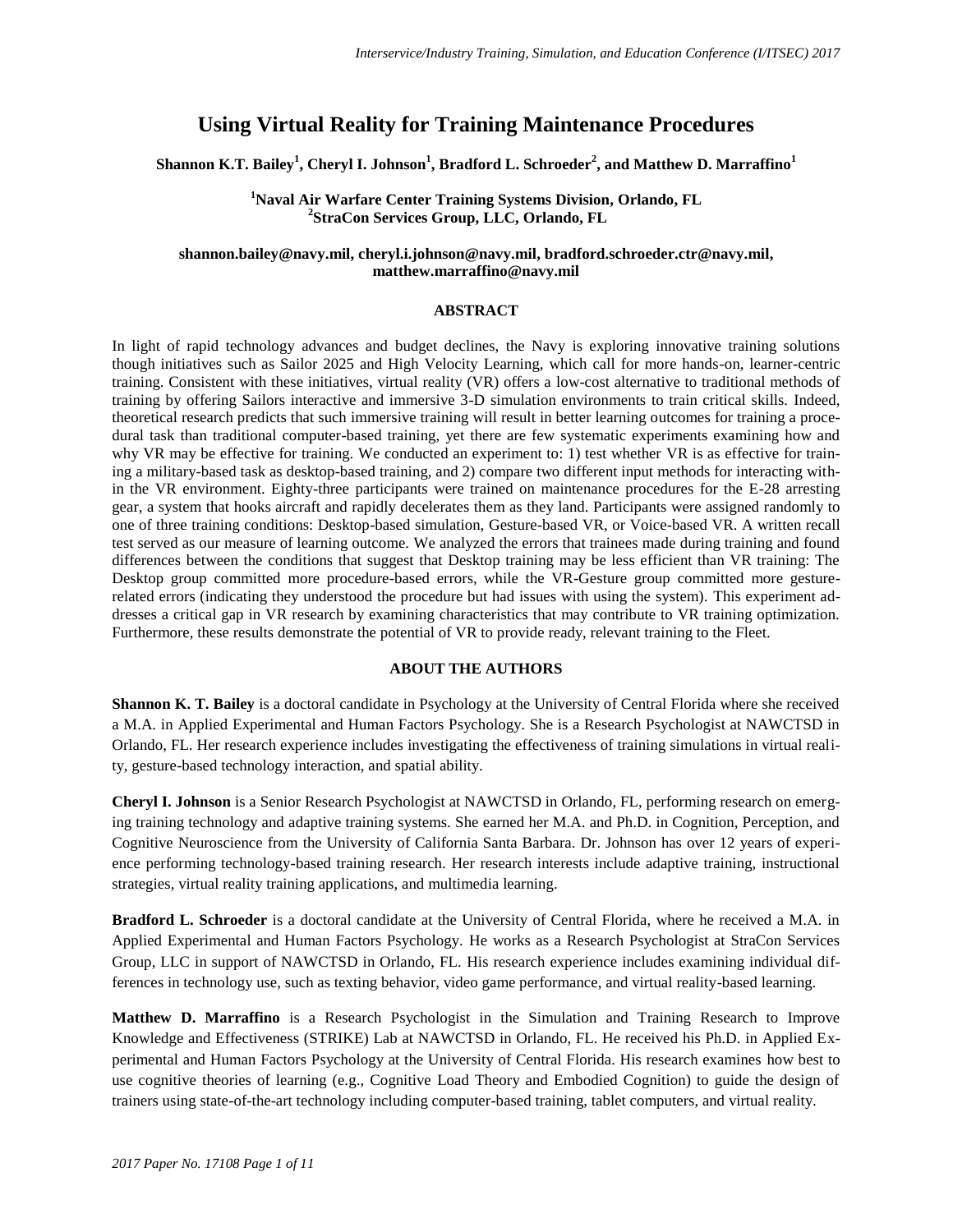# Using Virtual Reality for Training Maintenance Procedures

**Shannon K.T. Bailey[1], Cheryl I. Johnson[1], Bradford L. Schroeder[2], and Matthew D. Marraffino[1]**

**[1]Naval Air Warfare Center Training Systems Division, Orlando, FL**
**[2]StraCon Services Group, LLC, Orlando, FL**

**shannon.bailey@navy.mil, cheryl.i.johnson@navy.mil, bradford.schroeder.ctr@navy.mil, matthew.marraffino@navy.mil**

## ABSTRACT

In light of rapid technology advances and budget declines, the Navy is exploring innovative training solutions though initiatives such as Sailor 2025 and High Velocity Learning, which call for more hands-on, learner-centric training. Consistent with these initiatives, virtual reality (VR) offers a low-cost alternative to traditional methods of training by offering Sailors interactive and immersive 3-D simulation environments to train critical skills. Indeed, theoretical research predicts that such immersive training will result in better learning outcomes for training a procedural task than traditional computer-based training, yet there are few systematic experiments examining how and why VR may be effective for training. We conducted an experiment to: 1) test whether VR is as effective for training a military-based task as desktop-based training, and 2) compare two different input methods for interacting within the VR environment. Eighty-three participants were trained on maintenance procedures for the E-28 arresting gear, a system that hooks aircraft and rapidly decelerates them as they land. Participants were assigned randomly to one of three training conditions: Desktop-based simulation, Gesture-based VR, or Voice-based VR. A written recall test served as our measure of learning outcome. We analyzed the errors that trainees made during training and found differences between the conditions that suggest that Desktop training may be less efficient than VR training: The Desktop group committed more procedure-based errors, while the VR-Gesture group committed more gesture-related errors (indicating they understood the procedure but had issues with using the system). This experiment addresses a critical gap in VR research by examining characteristics that may contribute to VR training optimization. Furthermore, these results demonstrate the potential of VR to provide ready, relevant training to the Fleet.

## ABOUT THE AUTHORS

**Shannon K. T. Bailey** is a doctoral candidate in Psychology at the University of Central Florida where she received a M.A. in Applied Experimental and Human Factors Psychology. She is a Research Psychologist at NAWCTSD in Orlando, FL. Her research experience includes investigating the effectiveness of training simulations in virtual reality, gesture-based technology interaction, and spatial ability.

**Cheryl I. Johnson** is a Senior Research Psychologist at NAWCTSD in Orlando, FL, performing research on emerging training technology and adaptive training systems. She earned her M.A. and Ph.D. in Cognition, Perception, and Cognitive Neuroscience from the University of California Santa Barbara. Dr. Johnson has over 12 years of experience performing technology-based training research. Her research interests include adaptive training, instructional strategies, virtual reality training applications, and multimedia learning.

**Bradford L. Schroeder** is a doctoral candidate at the University of Central Florida, where he received a M.A. in Applied Experimental and Human Factors Psychology. He works as a Research Psychologist at StraCon Services Group, LLC in support of NAWCTSD in Orlando, FL. His research experience includes examining individual differences in technology use, such as texting behavior, video game performance, and virtual reality-based learning.

**Matthew D. Marraffino** is a Research Psychologist in the Simulation and Training Research to Improve Knowledge and Effectiveness (STRIKE) Lab at NAWCTSD in Orlando, FL. He received his Ph.D. in Applied Experimental and Human Factors Psychology at the University of Central Florida. His research examines how best to use cognitive theories of learning (e.g., Cognitive Load Theory and Embodied Cognition) to guide the design of trainers using state-of-the-art technology including computer-based training, tablet computers, and virtual reality.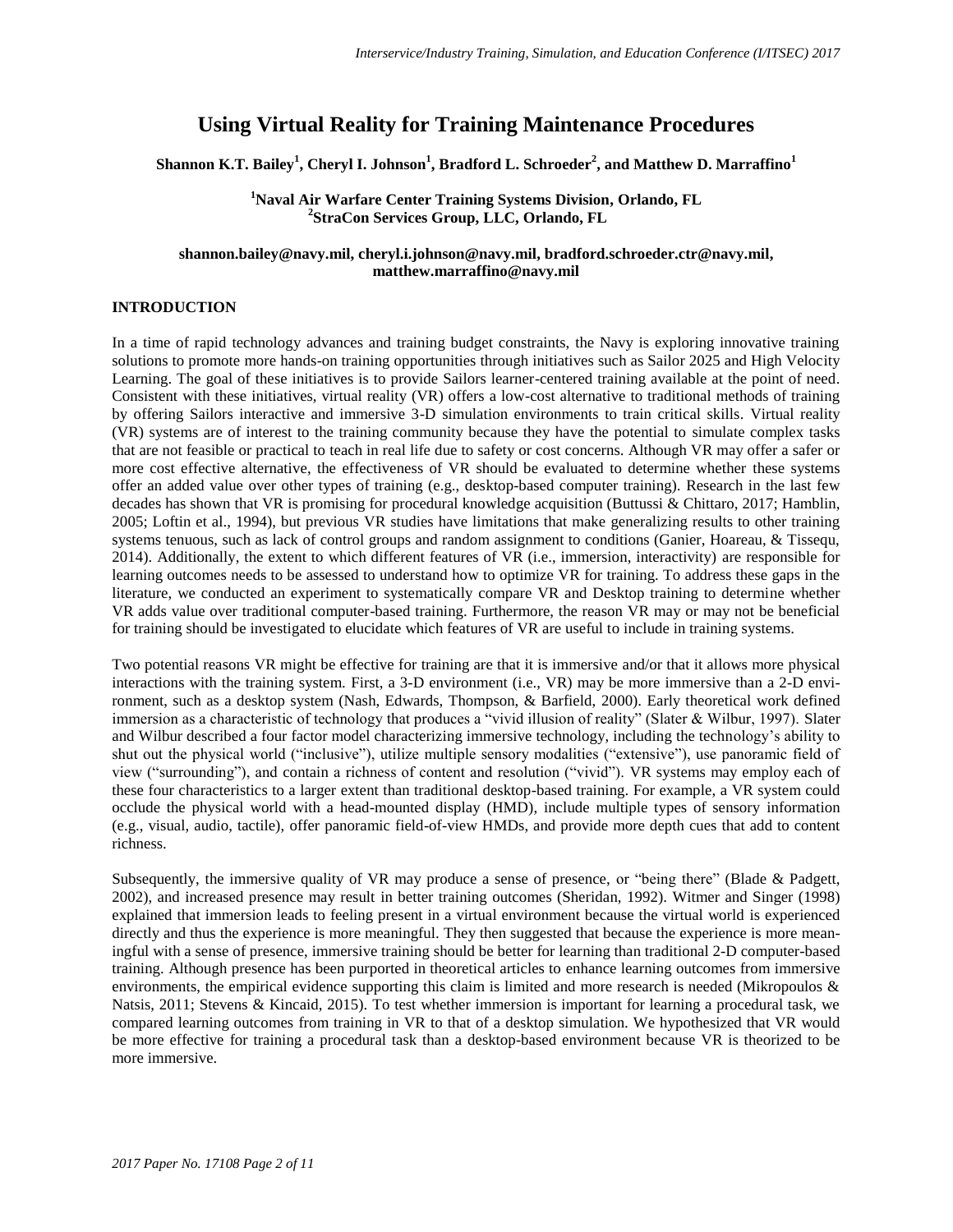# Using Virtual Reality for Training Maintenance Procedures

**Shannon K.T. Bailey[1], Cheryl I. Johnson[1], Bradford L. Schroeder[2], and Matthew D. Marraffino[1]**

**[1]Naval Air Warfare Center Training Systems Division, Orlando, FL**
**[2]StraCon Services Group, LLC, Orlando, FL**

**shannon.bailey@navy.mil, cheryl.i.johnson@navy.mil, bradford.schroeder.ctr@navy.mil, matthew.marraffino@navy.mil**

## INTRODUCTION

In a time of rapid technology advances and training budget constraints, the Navy is exploring innovative training solutions to promote more hands-on training opportunities through initiatives such as Sailor 2025 and High Velocity Learning. The goal of these initiatives is to provide Sailors learner-centered training available at the point of need. Consistent with these initiatives, virtual reality (VR) offers a low-cost alternative to traditional methods of training by offering Sailors interactive and immersive 3-D simulation environments to train critical skills. Virtual reality (VR) systems are of interest to the training community because they have the potential to simulate complex tasks that are not feasible or practical to teach in real life due to safety or cost concerns. Although VR may offer a safer or more cost effective alternative, the effectiveness of VR should be evaluated to determine whether these systems offer an added value over other types of training (e.g., desktop-based computer training). Research in the last few decades has shown that VR is promising for procedural knowledge acquisition (Buttussi & Chittaro, 2017; Hamblin, 2005; Loftin et al., 1994), but previous VR studies have limitations that make generalizing results to other training systems tenuous, such as lack of control groups and random assignment to conditions (Ganier, Hoareau, & Tissequ, 2014). Additionally, the extent to which different features of VR (i.e., immersion, interactivity) are responsible for learning outcomes needs to be assessed to understand how to optimize VR for training. To address these gaps in the literature, we conducted an experiment to systematically compare VR and Desktop training to determine whether VR adds value over traditional computer-based training. Furthermore, the reason VR may or may not be beneficial for training should be investigated to elucidate which features of VR are useful to include in training systems.

Two potential reasons VR might be effective for training are that it is immersive and/or that it allows more physical interactions with the training system. First, a 3-D environment (i.e., VR) may be more immersive than a 2-D environment, such as a desktop system (Nash, Edwards, Thompson, & Barfield, 2000). Early theoretical work defined immersion as a characteristic of technology that produces a "vivid illusion of reality" (Slater & Wilbur, 1997). Slater and Wilbur described a four factor model characterizing immersive technology, including the technology's ability to shut out the physical world ("inclusive"), utilize multiple sensory modalities ("extensive"), use panoramic field of view ("surrounding"), and contain a richness of content and resolution ("vivid"). VR systems may employ each of these four characteristics to a larger extent than traditional desktop-based training. For example, a VR system could occlude the physical world with a head-mounted display (HMD), include multiple types of sensory information (e.g., visual, audio, tactile), offer panoramic field-of-view HMDs, and provide more depth cues that add to content richness.

Subsequently, the immersive quality of VR may produce a sense of presence, or "being there" (Blade & Padgett, 2002), and increased presence may result in better training outcomes (Sheridan, 1992). Witmer and Singer (1998) explained that immersion leads to feeling present in a virtual environment because the virtual world is experienced directly and thus the experience is more meaningful. They then suggested that because the experience is more meaningful with a sense of presence, immersive training should be better for learning than traditional 2-D computer-based training. Although presence has been purported in theoretical articles to enhance learning outcomes from immersive environments, the empirical evidence supporting this claim is limited and more research is needed (Mikropoulos & Natsis, 2011; Stevens & Kincaid, 2015). To test whether immersion is important for learning a procedural task, we compared learning outcomes from training in VR to that of a desktop simulation. We hypothesized that VR would be more effective for training a procedural task than a desktop-based environment because VR is theorized to be more immersive.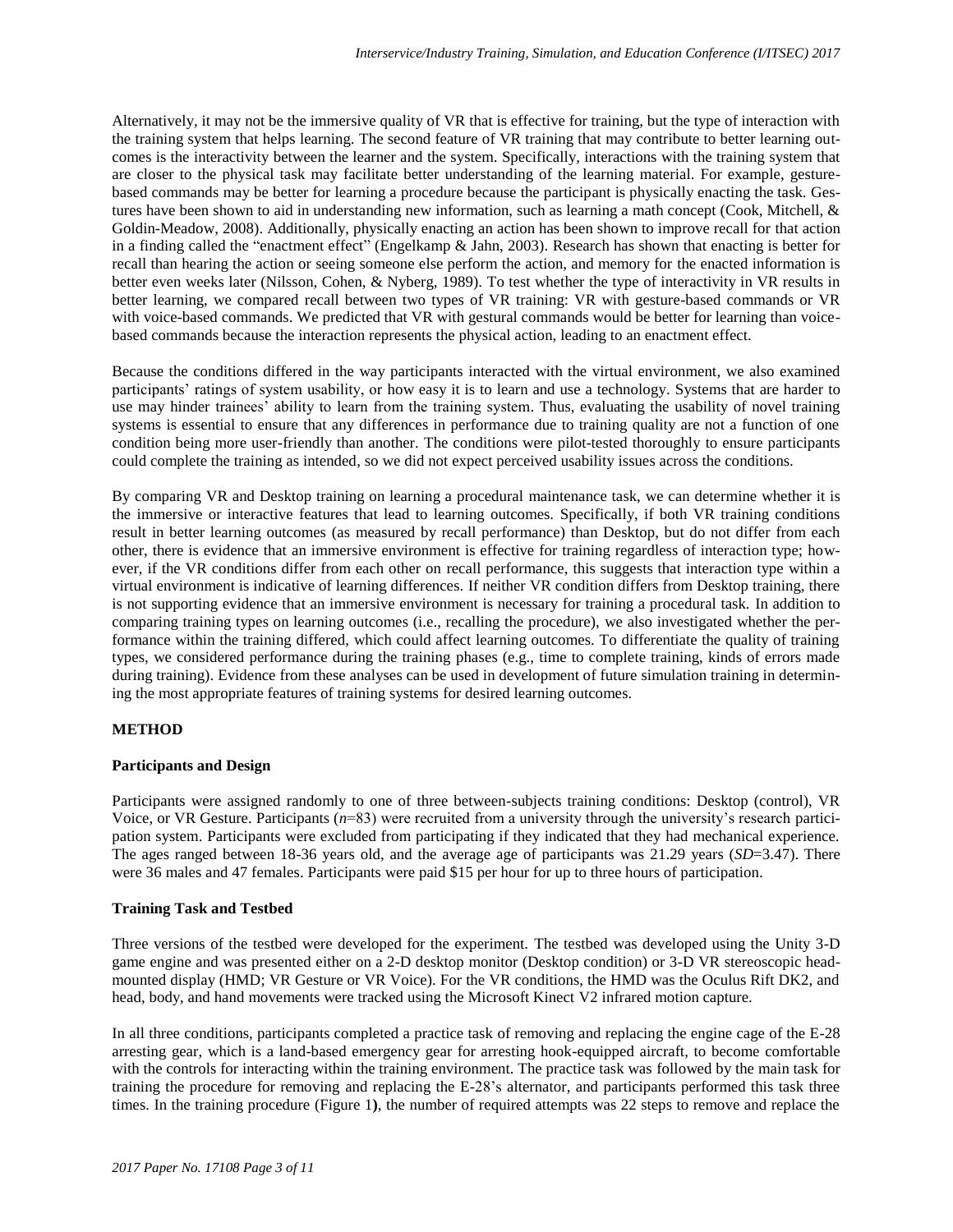Alternatively, it may not be the immersive quality of VR that is effective for training, but the type of interaction with the training system that helps learning. The second feature of VR training that may contribute to better learning outcomes is the interactivity between the learner and the system. Specifically, interactions with the training system that are closer to the physical task may facilitate better understanding of the learning material. For example, gesture-based commands may be better for learning a procedure because the participant is physically enacting the task. Gestures have been shown to aid in understanding new information, such as learning a math concept (Cook, Mitchell, & Goldin-Meadow, 2008). Additionally, physically enacting an action has been shown to improve recall for that action in a finding called the "enactment effect" (Engelkamp & Jahn, 2003). Research has shown that enacting is better for recall than hearing the action or seeing someone else perform the action, and memory for the enacted information is better even weeks later (Nilsson, Cohen, & Nyberg, 1989). To test whether the type of interactivity in VR results in better learning, we compared recall between two types of VR training: VR with gesture-based commands or VR with voice-based commands. We predicted that VR with gestural commands would be better for learning than voice-based commands because the interaction represents the physical action, leading to an enactment effect.

Because the conditions differed in the way participants interacted with the virtual environment, we also examined participants' ratings of system usability, or how easy it is to learn and use a technology. Systems that are harder to use may hinder trainees' ability to learn from the training system. Thus, evaluating the usability of novel training systems is essential to ensure that any differences in performance due to training quality are not a function of one condition being more user-friendly than another. The conditions were pilot-tested thoroughly to ensure participants could complete the training as intended, so we did not expect perceived usability issues across the conditions.

By comparing VR and Desktop training on learning a procedural maintenance task, we can determine whether it is the immersive or interactive features that lead to learning outcomes. Specifically, if both VR training conditions result in better learning outcomes (as measured by recall performance) than Desktop, but do not differ from each other, there is evidence that an immersive environment is effective for training regardless of interaction type; however, if the VR conditions differ from each other on recall performance, this suggests that interaction type within a virtual environment is indicative of learning differences. If neither VR condition differs from Desktop training, there is not supporting evidence that an immersive environment is necessary for training a procedural task. In addition to comparing training types on learning outcomes (i.e., recalling the procedure), we also investigated whether the performance within the training differed, which could affect learning outcomes. To differentiate the quality of training types, we considered performance during the training phases (e.g., time to complete training, kinds of errors made during training). Evidence from these analyses can be used in development of future simulation training in determining the most appropriate features of training systems for desired learning outcomes.

## METHOD

### Participants and Design

Participants were assigned randomly to one of three between-subjects training conditions: Desktop (control), VR Voice, or VR Gesture. Participants ($n$=83) were recruited from a university through the university's research participation system. Participants were excluded from participating if they indicated that they had mechanical experience. The ages ranged between 18-36 years old, and the average age of participants was 21.29 years ($SD$=3.47). There were 36 males and 47 females. Participants were paid $15 per hour for up to three hours of participation.

### Training Task and Testbed

Three versions of the testbed were developed for the experiment. The testbed was developed using the Unity 3-D game engine and was presented either on a 2-D desktop monitor (Desktop condition) or 3-D VR stereoscopic head-mounted display (HMD; VR Gesture or VR Voice). For the VR conditions, the HMD was the Oculus Rift DK2, and head, body, and hand movements were tracked using the Microsoft Kinect V2 infrared motion capture.

In all three conditions, participants completed a practice task of removing and replacing the engine cage of the E-28 arresting gear, which is a land-based emergency gear for arresting hook-equipped aircraft, to become comfortable with the controls for interacting within the training environment. The practice task was followed by the main task for training the procedure for removing and replacing the E-28's alternator, and participants performed this task three times. In the training procedure (Figure 1), the number of required attempts was 22 steps to remove and replace the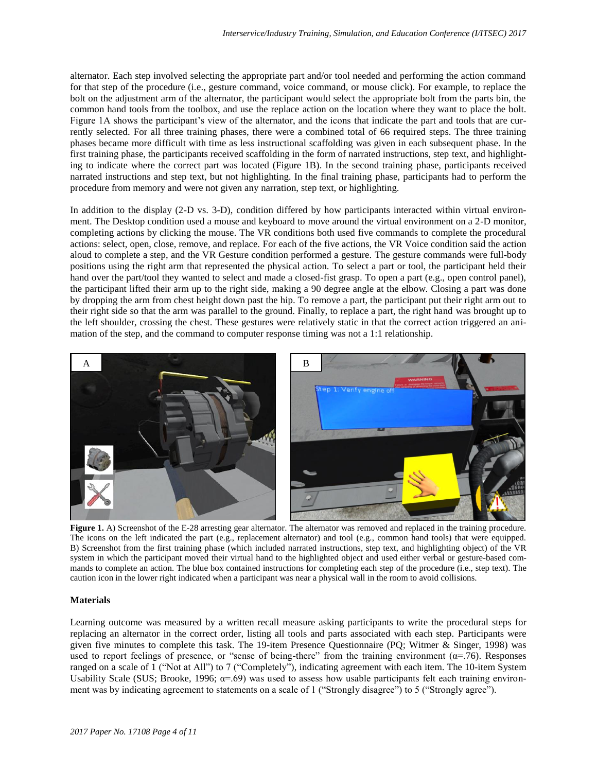alternator. Each step involved selecting the appropriate part and/or tool needed and performing the action command for that step of the procedure (i.e., gesture command, voice command, or mouse click). For example, to replace the bolt on the adjustment arm of the alternator, the participant would select the appropriate bolt from the parts bin, the common hand tools from the toolbox, and use the replace action on the location where they want to place the bolt. Figure 1A shows the participant's view of the alternator, and the icons that indicate the part and tools that are currently selected. For all three training phases, there were a combined total of 66 required steps. The three training phases became more difficult with time as less instructional scaffolding was given in each subsequent phase. In the first training phase, the participants received scaffolding in the form of narrated instructions, step text, and highlighting to indicate where the correct part was located (Figure 1B). In the second training phase, participants received narrated instructions and step text, but not highlighting. In the final training phase, participants had to perform the procedure from memory and were not given any narration, step text, or highlighting.

In addition to the display (2-D vs. 3-D), condition differed by how participants interacted within virtual environment. The Desktop condition used a mouse and keyboard to move around the virtual environment on a 2-D monitor, completing actions by clicking the mouse. The VR conditions both used five commands to complete the procedural actions: select, open, close, remove, and replace. For each of the five actions, the VR Voice condition said the action aloud to complete a step, and the VR Gesture condition performed a gesture. The gesture commands were full-body positions using the right arm that represented the physical action. To select a part or tool, the participant held their hand over the part/tool they wanted to select and made a closed-fist grasp. To open a part (e.g., open control panel), the participant lifted their arm up to the right side, making a 90 degree angle at the elbow. Closing a part was done by dropping the arm from chest height down past the hip. To remove a part, the participant put their right arm out to their right side so that the arm was parallel to the ground. Finally, to replace a part, the right hand was brought up to the left shoulder, crossing the chest. These gestures were relatively static in that the correct action triggered an animation of the step, and the command to computer response timing was not a 1:1 relationship.

**Figure 1.** A) Screenshot of the E-28 arresting gear alternator. The alternator was removed and replaced in the training procedure. The icons on the left indicated the part (e.g., replacement alternator) and tool (e.g., common hand tools) that were equipped. B) Screenshot from the first training phase (which included narrated instructions, step text, and highlighting object) of the VR system in which the participant moved their virtual hand to the highlighted object and used either verbal or gesture-based commands to complete an action. The blue box contained instructions for completing each step of the procedure (i.e., step text). The caution icon in the lower right indicated when a participant was near a physical wall in the room to avoid collisions.

## Materials

Learning outcome was measured by a written recall measure asking participants to write the procedural steps for replacing an alternator in the correct order, listing all tools and parts associated with each step. Participants were given five minutes to complete this task. The 19-item Presence Questionnaire (PQ; Witmer & Singer, 1998) was used to report feelings of presence, or "sense of being-there" from the training environment ($\alpha$=.76). Responses ranged on a scale of 1 ("Not at All") to 7 ("Completely"), indicating agreement with each item. The 10-item System Usability Scale (SUS; Brooke, 1996; $\alpha$=.69) was used to assess how usable participants felt each training environment was by indicating agreement to statements on a scale of 1 ("Strongly disagree") to 5 ("Strongly agree").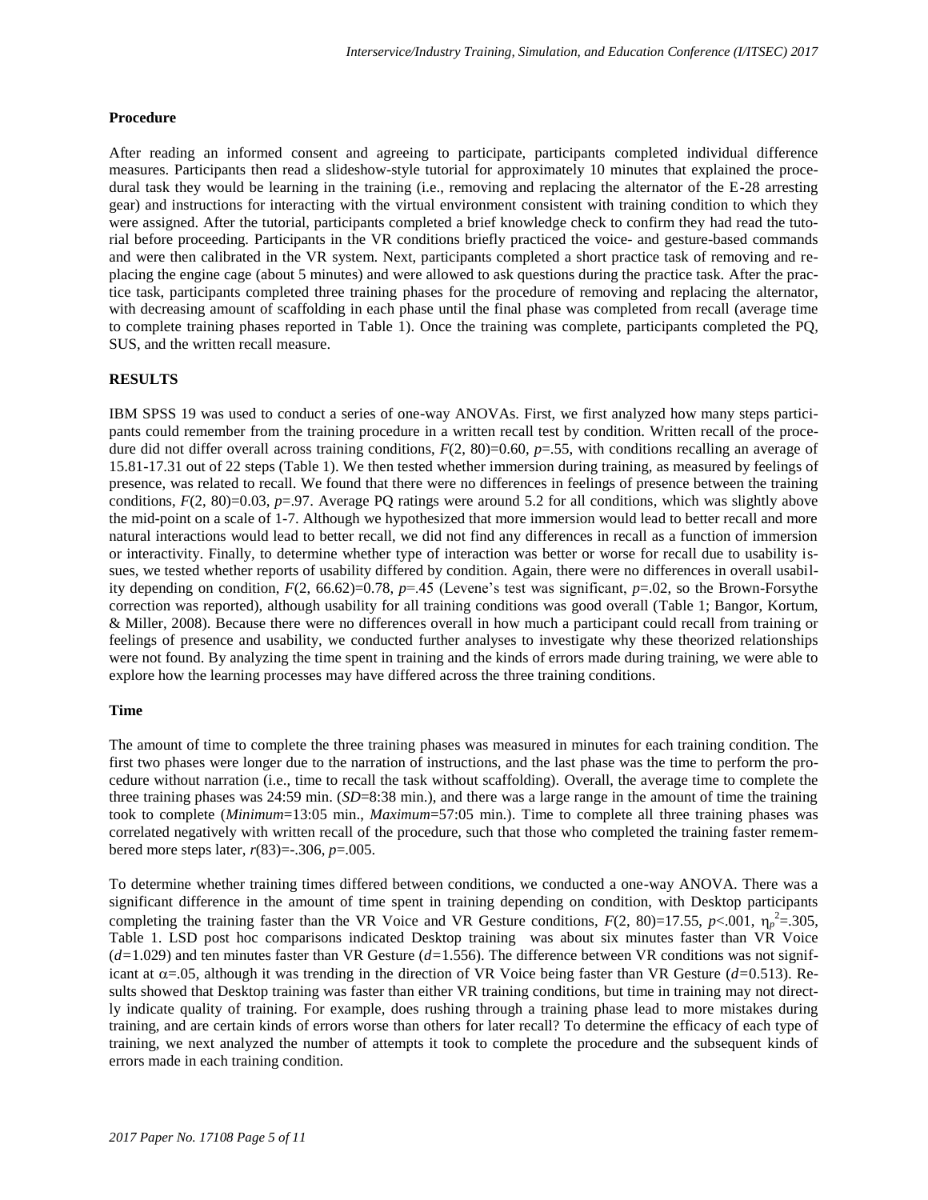**Procedure**

After reading an informed consent and agreeing to participate, participants completed individual difference measures. Participants then read a slideshow-style tutorial for approximately 10 minutes that explained the procedural task they would be learning in the training (i.e., removing and replacing the alternator of the E-28 arresting gear) and instructions for interacting with the virtual environment consistent with training condition to which they were assigned. After the tutorial, participants completed a brief knowledge check to confirm they had read the tutorial before proceeding. Participants in the VR conditions briefly practiced the voice- and gesture-based commands and were then calibrated in the VR system. Next, participants completed a short practice task of removing and replacing the engine cage (about 5 minutes) and were allowed to ask questions during the practice task. After the practice task, participants completed three training phases for the procedure of removing and replacing the alternator, with decreasing amount of scaffolding in each phase until the final phase was completed from recall (average time to complete training phases reported in Table 1). Once the training was complete, participants completed the PQ, SUS, and the written recall measure.

## RESULTS

IBM SPSS 19 was used to conduct a series of one-way ANOVAs. First, we first analyzed how many steps participants could remember from the training procedure in a written recall test by condition. Written recall of the procedure did not differ overall across training conditions, $F(2, 80)=0.60$, $p=.55$, with conditions recalling an average of 15.81-17.31 out of 22 steps (Table 1). We then tested whether immersion during training, as measured by feelings of presence, was related to recall. We found that there were no differences in feelings of presence between the training conditions, $F(2, 80)=0.03$, $p=.97$. Average PQ ratings were around 5.2 for all conditions, which was slightly above the mid-point on a scale of 1-7. Although we hypothesized that more immersion would lead to better recall and more natural interactions would lead to better recall, we did not find any differences in recall as a function of immersion or interactivity. Finally, to determine whether type of interaction was better or worse for recall due to usability issues, we tested whether reports of usability differed by condition. Again, there were no differences in overall usability depending on condition, $F(2, 66.62)=0.78$, $p=.45$ (Levene's test was significant, $p=.02$, so the Brown-Forsythe correction was reported), although usability for all training conditions was good overall (Table 1; Bangor, Kortum, & Miller, 2008). Because there were no differences overall in how much a participant could recall from training or feelings of presence and usability, we conducted further analyses to investigate why these theorized relationships were not found. By analyzing the time spent in training and the kinds of errors made during training, we were able to explore how the learning processes may have differed across the three training conditions.

**Time**

The amount of time to complete the three training phases was measured in minutes for each training condition. The first two phases were longer due to the narration of instructions, and the last phase was the time to perform the procedure without narration (i.e., time to recall the task without scaffolding). Overall, the average time to complete the three training phases was 24:59 min. (*SD*=8:38 min.), and there was a large range in the amount of time the training took to complete (*Minimum*=13:05 min., *Maximum*=57:05 min.). Time to complete all three training phases was correlated negatively with written recall of the procedure, such that those who completed the training faster remembered more steps later, $r(83)=-.306$, $p=.005$.

To determine whether training times differed between conditions, we conducted a one-way ANOVA. There was a significant difference in the amount of time spent in training depending on condition, with Desktop participants completing the training faster than the VR Voice and VR Gesture conditions, $F(2, 80)=17.55$, $p<.001$, $\eta_p^2=.305$, Table 1. LSD post hoc comparisons indicated Desktop training was about six minutes faster than VR Voice ($d=1.029$) and ten minutes faster than VR Gesture ($d=1.556$). The difference between VR conditions was not significant at $\alpha=.05$, although it was trending in the direction of VR Voice being faster than VR Gesture ($d=0.513$). Results showed that Desktop training was faster than either VR training conditions, but time in training may not directly indicate quality of training. For example, does rushing through a training phase lead to more mistakes during training, and are certain kinds of errors worse than others for later recall? To determine the efficacy of each type of training, we next analyzed the number of attempts it took to complete the procedure and the subsequent kinds of errors made in each training condition.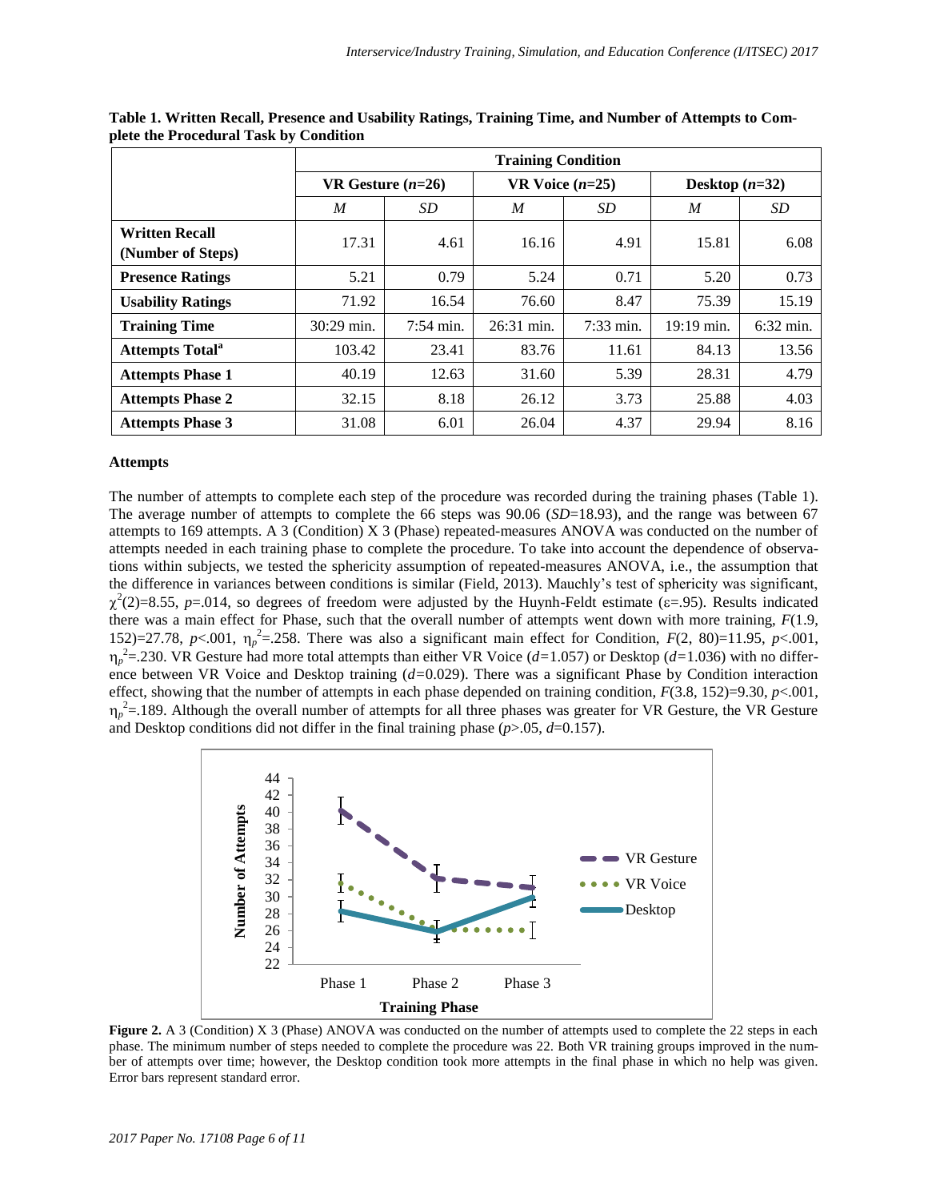**Table 1. Written Recall, Presence and Usability Ratings, Training Time, and Number of Attempts to Complete the Procedural Task by Condition**

| | Training Condition | | | | | |
|---|---|---|---|---|---|---|
| | VR Gesture (*n*=26) | | VR Voice (*n*=25) | | Desktop (*n*=32) | |
| | *M* | *SD* | *M* | *SD* | *M* | *SD* |
| **Written Recall (Number of Steps)** | 17.31 | 4.61 | 16.16 | 4.91 | 15.81 | 6.08 |
| **Presence Ratings** | 5.21 | 0.79 | 5.24 | 0.71 | 5.20 | 0.73 |
| **Usability Ratings** | 71.92 | 16.54 | 76.60 | 8.47 | 75.39 | 15.19 |
| **Training Time** | 30:29 min. | 7:54 min. | 26:31 min. | 7:33 min. | 19:19 min. | 6:32 min. |
| **Attempts Total[a]** | 103.42 | 23.41 | 83.76 | 11.61 | 84.13 | 13.56 |
| **Attempts Phase 1** | 40.19 | 12.63 | 31.60 | 5.39 | 28.31 | 4.79 |
| **Attempts Phase 2** | 32.15 | 8.18 | 26.12 | 3.73 | 25.88 | 4.03 |
| **Attempts Phase 3** | 31.08 | 6.01 | 26.04 | 4.37 | 29.94 | 8.16 |

### Attempts

The number of attempts to complete each step of the procedure was recorded during the training phases (Table 1). The average number of attempts to complete the 66 steps was 90.06 (*SD*=18.93), and the range was between 67 attempts to 169 attempts. A 3 (Condition) X 3 (Phase) repeated-measures ANOVA was conducted on the number of attempts needed in each training phase to complete the procedure. To take into account the dependence of observations within subjects, we tested the sphericity assumption of repeated-measures ANOVA, i.e., the assumption that the difference in variances between conditions is similar (Field, 2013). Mauchly's test of sphericity was significant, $\chi^2(2)=8.55$, $p=.014$, so degrees of freedom were adjusted by the Huynh-Feldt estimate ($\varepsilon=.95$). Results indicated there was a main effect for Phase, such that the overall number of attempts went down with more training, $F(1.9, 152)=27.78$, $p<.001$, $\eta_p^2=.258$. There was also a significant main effect for Condition, $F(2, 80)=11.95$, $p<.001$, $\eta_p^2=.230$. VR Gesture had more total attempts than either VR Voice ($d=1.057$) or Desktop ($d=1.036$) with no difference between VR Voice and Desktop training ($d=0.029$). There was a significant Phase by Condition interaction effect, showing that the number of attempts in each phase depended on training condition, $F(3.8, 152)=9.30$, $p<.001$, $\eta_p^2=.189$. Although the overall number of attempts for all three phases was greater for VR Gesture, the VR Gesture and Desktop conditions did not differ in the final training phase ($p>.05$, $d=0.157$).

**Figure 2.** A 3 (Condition) X 3 (Phase) ANOVA was conducted on the number of attempts used to complete the 22 steps in each phase. The minimum number of steps needed to complete the procedure was 22. Both VR training groups improved in the number of attempts over time; however, the Desktop condition took more attempts in the final phase in which no help was given. Error bars represent standard error.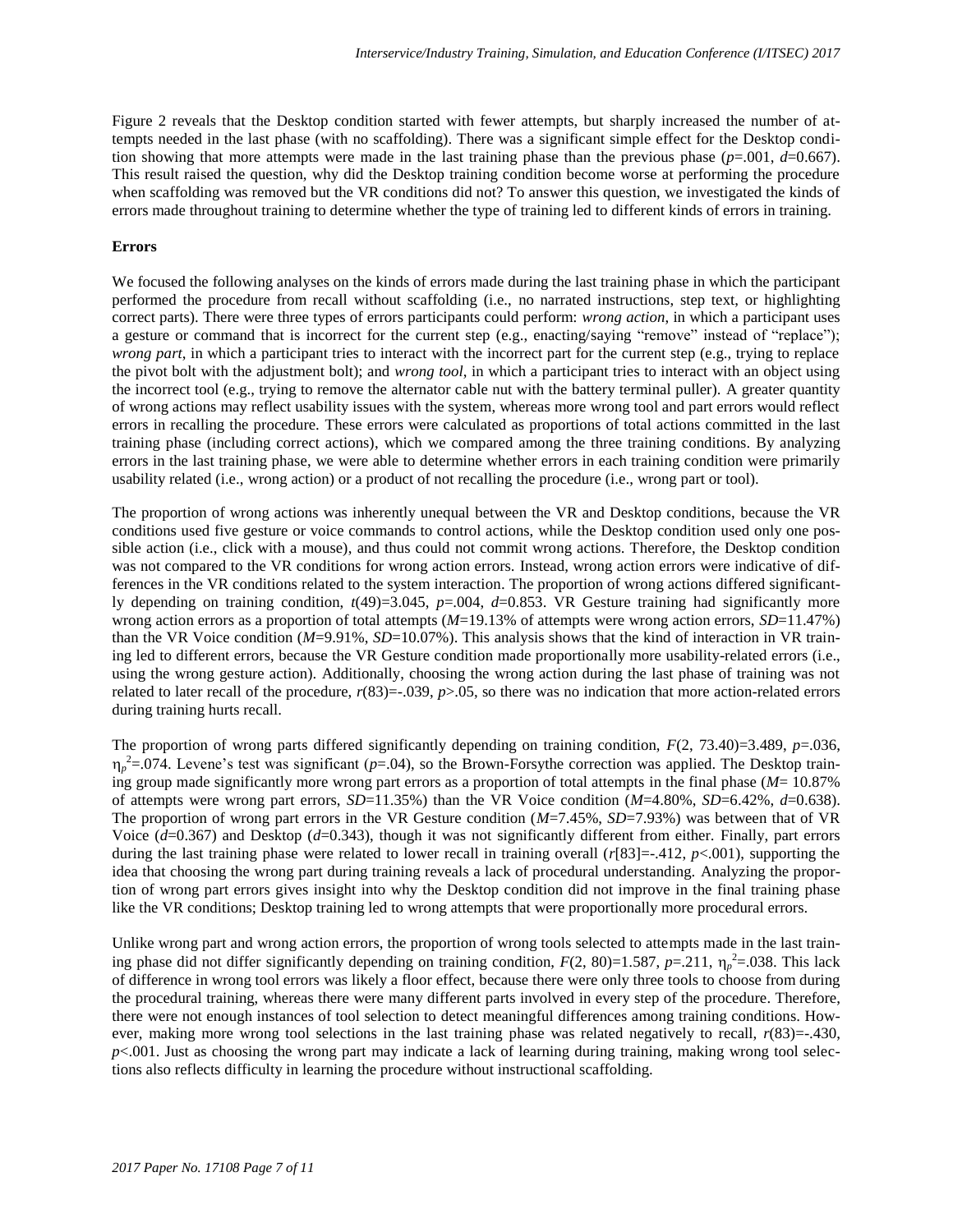Figure 2 reveals that the Desktop condition started with fewer attempts, but sharply increased the number of attempts needed in the last phase (with no scaffolding). There was a significant simple effect for the Desktop condition showing that more attempts were made in the last training phase than the previous phase ($p$=.001, $d$=0.667). This result raised the question, why did the Desktop training condition become worse at performing the procedure when scaffolding was removed but the VR conditions did not? To answer this question, we investigated the kinds of errors made throughout training to determine whether the type of training led to different kinds of errors in training.

**Errors**

We focused the following analyses on the kinds of errors made during the last training phase in which the participant performed the procedure from recall without scaffolding (i.e., no narrated instructions, step text, or highlighting correct parts). There were three types of errors participants could perform: *wrong action*, in which a participant uses a gesture or command that is incorrect for the current step (e.g., enacting/saying "remove" instead of "replace"); *wrong part*, in which a participant tries to interact with the incorrect part for the current step (e.g., trying to replace the pivot bolt with the adjustment bolt); and *wrong tool*, in which a participant tries to interact with an object using the incorrect tool (e.g., trying to remove the alternator cable nut with the battery terminal puller). A greater quantity of wrong actions may reflect usability issues with the system, whereas more wrong tool and part errors would reflect errors in recalling the procedure. These errors were calculated as proportions of total actions committed in the last training phase (including correct actions), which we compared among the three training conditions. By analyzing errors in the last training phase, we were able to determine whether errors in each training condition were primarily usability related (i.e., wrong action) or a product of not recalling the procedure (i.e., wrong part or tool).

The proportion of wrong actions was inherently unequal between the VR and Desktop conditions, because the VR conditions used five gesture or voice commands to control actions, while the Desktop condition used only one possible action (i.e., click with a mouse), and thus could not commit wrong actions. Therefore, the Desktop condition was not compared to the VR conditions for wrong action errors. Instead, wrong action errors were indicative of differences in the VR conditions related to the system interaction. The proportion of wrong actions differed significantly depending on training condition, $t(49)$=3.045, $p$=.004, $d$=0.853. VR Gesture training had significantly more wrong action errors as a proportion of total attempts ($M$=19.13% of attempts were wrong action errors, $SD$=11.47%) than the VR Voice condition ($M$=9.91%, $SD$=10.07%). This analysis shows that the kind of interaction in VR training led to different errors, because the VR Gesture condition made proportionally more usability-related errors (i.e., using the wrong gesture action). Additionally, choosing the wrong action during the last phase of training was not related to later recall of the procedure, $r(83)$=-.039, $p$>.05, so there was no indication that more action-related errors during training hurts recall.

The proportion of wrong parts differed significantly depending on training condition, $F(2, 73.40)$=3.489, $p$=.036, $\eta_p^2$=.074. Levene's test was significant ($p$=.04), so the Brown-Forsythe correction was applied. The Desktop training group made significantly more wrong part errors as a proportion of total attempts in the final phase ($M$= 10.87% of attempts were wrong part errors, $SD$=11.35%) than the VR Voice condition ($M$=4.80%, $SD$=6.42%, $d$=0.638). The proportion of wrong part errors in the VR Gesture condition ($M$=7.45%, $SD$=7.93%) was between that of VR Voice ($d$=0.367) and Desktop ($d$=0.343), though it was not significantly different from either. Finally, part errors during the last training phase were related to lower recall in training overall ($r[83]$=-.412, $p$<.001), supporting the idea that choosing the wrong part during training reveals a lack of procedural understanding. Analyzing the proportion of wrong part errors gives insight into why the Desktop condition did not improve in the final training phase like the VR conditions; Desktop training led to wrong attempts that were proportionally more procedural errors.

Unlike wrong part and wrong action errors, the proportion of wrong tools selected to attempts made in the last training phase did not differ significantly depending on training condition, $F(2, 80)$=1.587, $p$=.211, $\eta_p^2$=.038. This lack of difference in wrong tool errors was likely a floor effect, because there were only three tools to choose from during the procedural training, whereas there were many different parts involved in every step of the procedure. Therefore, there were not enough instances of tool selection to detect meaningful differences among training conditions. However, making more wrong tool selections in the last training phase was related negatively to recall, $r(83)$=-.430, $p$<.001. Just as choosing the wrong part may indicate a lack of learning during training, making wrong tool selections also reflects difficulty in learning the procedure without instructional scaffolding.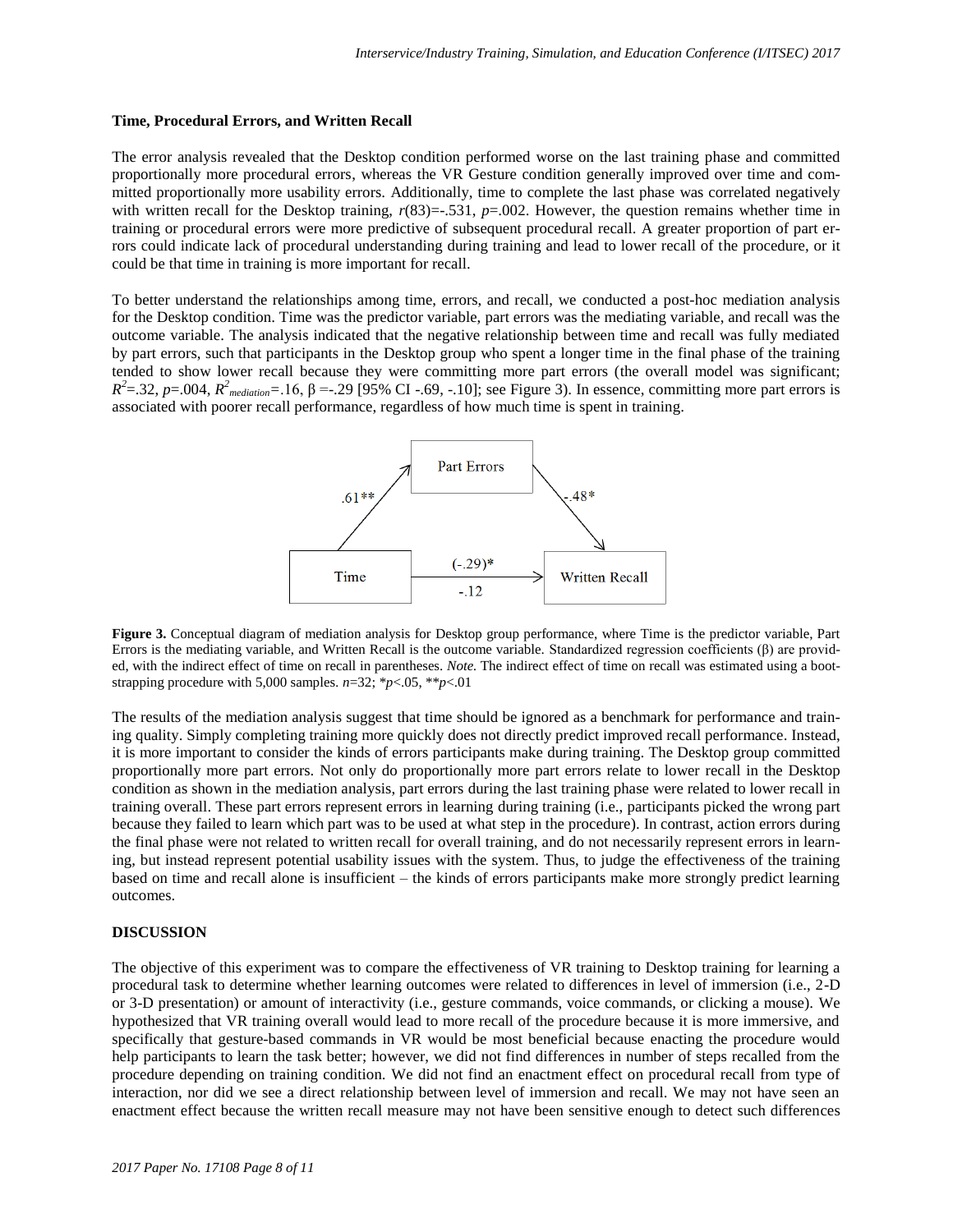### Time, Procedural Errors, and Written Recall

The error analysis revealed that the Desktop condition performed worse on the last training phase and committed proportionally more procedural errors, whereas the VR Gesture condition generally improved over time and committed proportionally more usability errors. Additionally, time to complete the last phase was correlated negatively with written recall for the Desktop training, $r(83)=-.531$, $p=.002$. However, the question remains whether time in training or procedural errors were more predictive of subsequent procedural recall. A greater proportion of part errors could indicate lack of procedural understanding during training and lead to lower recall of the procedure, or it could be that time in training is more important for recall.

To better understand the relationships among time, errors, and recall, we conducted a post-hoc mediation analysis for the Desktop condition. Time was the predictor variable, part errors was the mediating variable, and recall was the outcome variable. The analysis indicated that the negative relationship between time and recall was fully mediated by part errors, such that participants in the Desktop group who spent a longer time in the final phase of the training tended to show lower recall because they were committing more part errors (the overall model was significant; $R^2=.32$, $p=.004$, $R^2_{mediation}=.16$, $\beta=-.29$ [95% CI -.69, -.10]; see Figure 3). In essence, committing more part errors is associated with poorer recall performance, regardless of how much time is spent in training.

**Figure 3.** Conceptual diagram of mediation analysis for Desktop group performance, where Time is the predictor variable, Part Errors is the mediating variable, and Written Recall is the outcome variable. Standardized regression coefficients (β) are provided, with the indirect effect of time on recall in parentheses. *Note.* The indirect effect of time on recall was estimated using a bootstrapping procedure with 5,000 samples. $n=32$; $^{*}p<.05$, $^{**}p<.01$

The results of the mediation analysis suggest that time should be ignored as a benchmark for performance and training quality. Simply completing training more quickly does not directly predict improved recall performance. Instead, it is more important to consider the kinds of errors participants make during training. The Desktop group committed proportionally more part errors. Not only do proportionally more part errors relate to lower recall in the Desktop condition as shown in the mediation analysis, part errors during the last training phase were related to lower recall in training overall. These part errors represent errors in learning during training (i.e., participants picked the wrong part because they failed to learn which part was to be used at what step in the procedure). In contrast, action errors during the final phase were not related to written recall for overall training, and do not necessarily represent errors in learning, but instead represent potential usability issues with the system. Thus, to judge the effectiveness of the training based on time and recall alone is insufficient – the kinds of errors participants make more strongly predict learning outcomes.

## DISCUSSION

The objective of this experiment was to compare the effectiveness of VR training to Desktop training for learning a procedural task to determine whether learning outcomes were related to differences in level of immersion (i.e., 2-D or 3-D presentation) or amount of interactivity (i.e., gesture commands, voice commands, or clicking a mouse). We hypothesized that VR training overall would lead to more recall of the procedure because it is more immersive, and specifically that gesture-based commands in VR would be most beneficial because enacting the procedure would help participants to learn the task better; however, we did not find differences in number of steps recalled from the procedure depending on training condition. We did not find an enactment effect on procedural recall from type of interaction, nor did we see a direct relationship between level of immersion and recall. We may not have seen an enactment effect because the written recall measure may not have been sensitive enough to detect such differences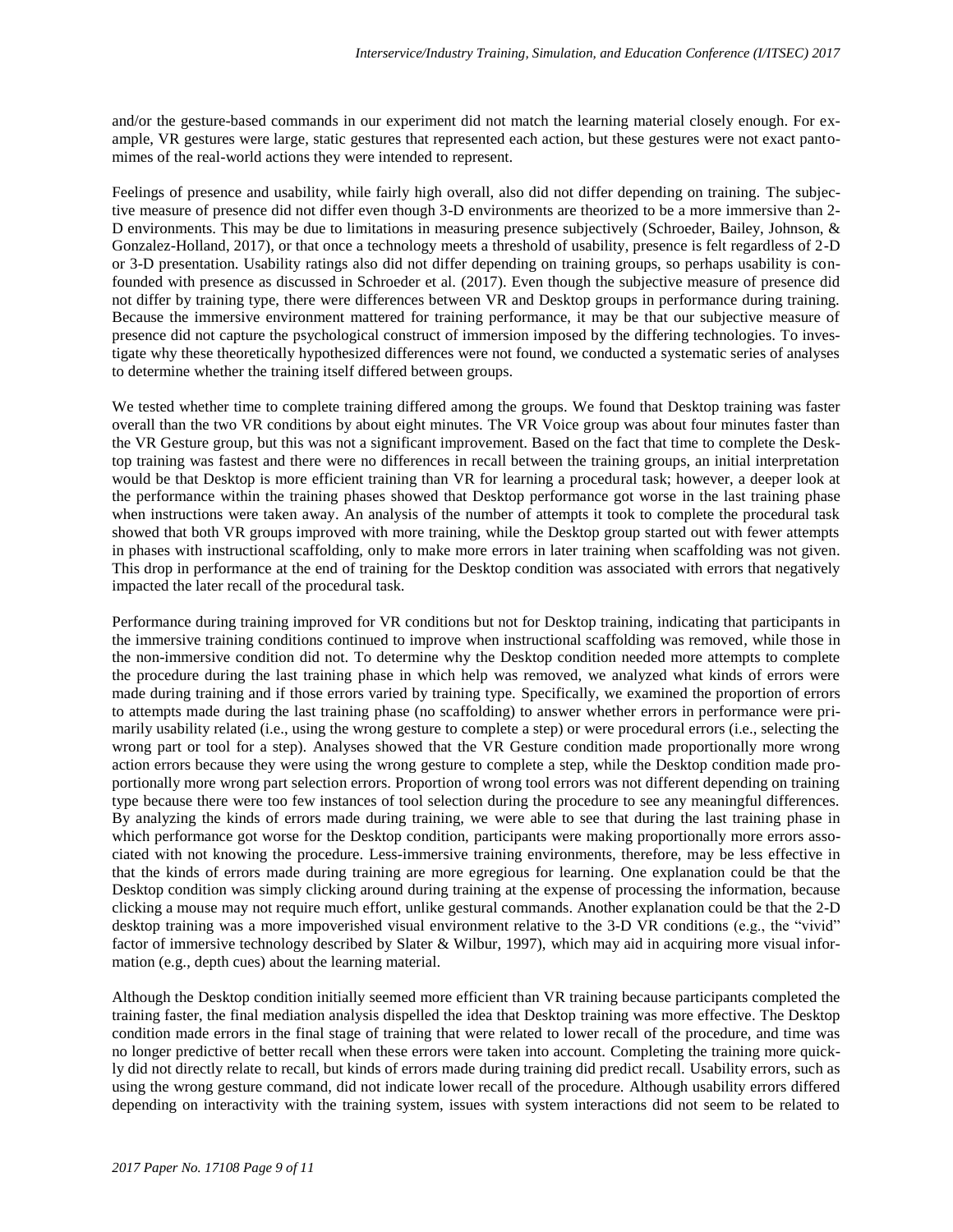and/or the gesture-based commands in our experiment did not match the learning material closely enough. For example, VR gestures were large, static gestures that represented each action, but these gestures were not exact pantomimes of the real-world actions they were intended to represent.

Feelings of presence and usability, while fairly high overall, also did not differ depending on training. The subjective measure of presence did not differ even though 3-D environments are theorized to be a more immersive than 2-D environments. This may be due to limitations in measuring presence subjectively (Schroeder, Bailey, Johnson, & Gonzalez-Holland, 2017), or that once a technology meets a threshold of usability, presence is felt regardless of 2-D or 3-D presentation. Usability ratings also did not differ depending on training groups, so perhaps usability is confounded with presence as discussed in Schroeder et al. (2017). Even though the subjective measure of presence did not differ by training type, there were differences between VR and Desktop groups in performance during training. Because the immersive environment mattered for training performance, it may be that our subjective measure of presence did not capture the psychological construct of immersion imposed by the differing technologies. To investigate why these theoretically hypothesized differences were not found, we conducted a systematic series of analyses to determine whether the training itself differed between groups.

We tested whether time to complete training differed among the groups. We found that Desktop training was faster overall than the two VR conditions by about eight minutes. The VR Voice group was about four minutes faster than the VR Gesture group, but this was not a significant improvement. Based on the fact that time to complete the Desktop training was fastest and there were no differences in recall between the training groups, an initial interpretation would be that Desktop is more efficient training than VR for learning a procedural task; however, a deeper look at the performance within the training phases showed that Desktop performance got worse in the last training phase when instructions were taken away. An analysis of the number of attempts it took to complete the procedural task showed that both VR groups improved with more training, while the Desktop group started out with fewer attempts in phases with instructional scaffolding, only to make more errors in later training when scaffolding was not given. This drop in performance at the end of training for the Desktop condition was associated with errors that negatively impacted the later recall of the procedural task.

Performance during training improved for VR conditions but not for Desktop training, indicating that participants in the immersive training conditions continued to improve when instructional scaffolding was removed, while those in the non-immersive condition did not. To determine why the Desktop condition needed more attempts to complete the procedure during the last training phase in which help was removed, we analyzed what kinds of errors were made during training and if those errors varied by training type. Specifically, we examined the proportion of errors to attempts made during the last training phase (no scaffolding) to answer whether errors in performance were primarily usability related (i.e., using the wrong gesture to complete a step) or were procedural errors (i.e., selecting the wrong part or tool for a step). Analyses showed that the VR Gesture condition made proportionally more wrong action errors because they were using the wrong gesture to complete a step, while the Desktop condition made proportionally more wrong part selection errors. Proportion of wrong tool errors was not different depending on training type because there were too few instances of tool selection during the procedure to see any meaningful differences. By analyzing the kinds of errors made during training, we were able to see that during the last training phase in which performance got worse for the Desktop condition, participants were making proportionally more errors associated with not knowing the procedure. Less-immersive training environments, therefore, may be less effective in that the kinds of errors made during training are more egregious for learning. One explanation could be that the Desktop condition was simply clicking around during training at the expense of processing the information, because clicking a mouse may not require much effort, unlike gestural commands. Another explanation could be that the 2-D desktop training was a more impoverished visual environment relative to the 3-D VR conditions (e.g., the "vivid" factor of immersive technology described by Slater & Wilbur, 1997), which may aid in acquiring more visual information (e.g., depth cues) about the learning material.

Although the Desktop condition initially seemed more efficient than VR training because participants completed the training faster, the final mediation analysis dispelled the idea that Desktop training was more effective. The Desktop condition made errors in the final stage of training that were related to lower recall of the procedure, and time was no longer predictive of better recall when these errors were taken into account. Completing the training more quickly did not directly relate to recall, but kinds of errors made during training did predict recall. Usability errors, such as using the wrong gesture command, did not indicate lower recall of the procedure. Although usability errors differed depending on interactivity with the training system, issues with system interactions did not seem to be related to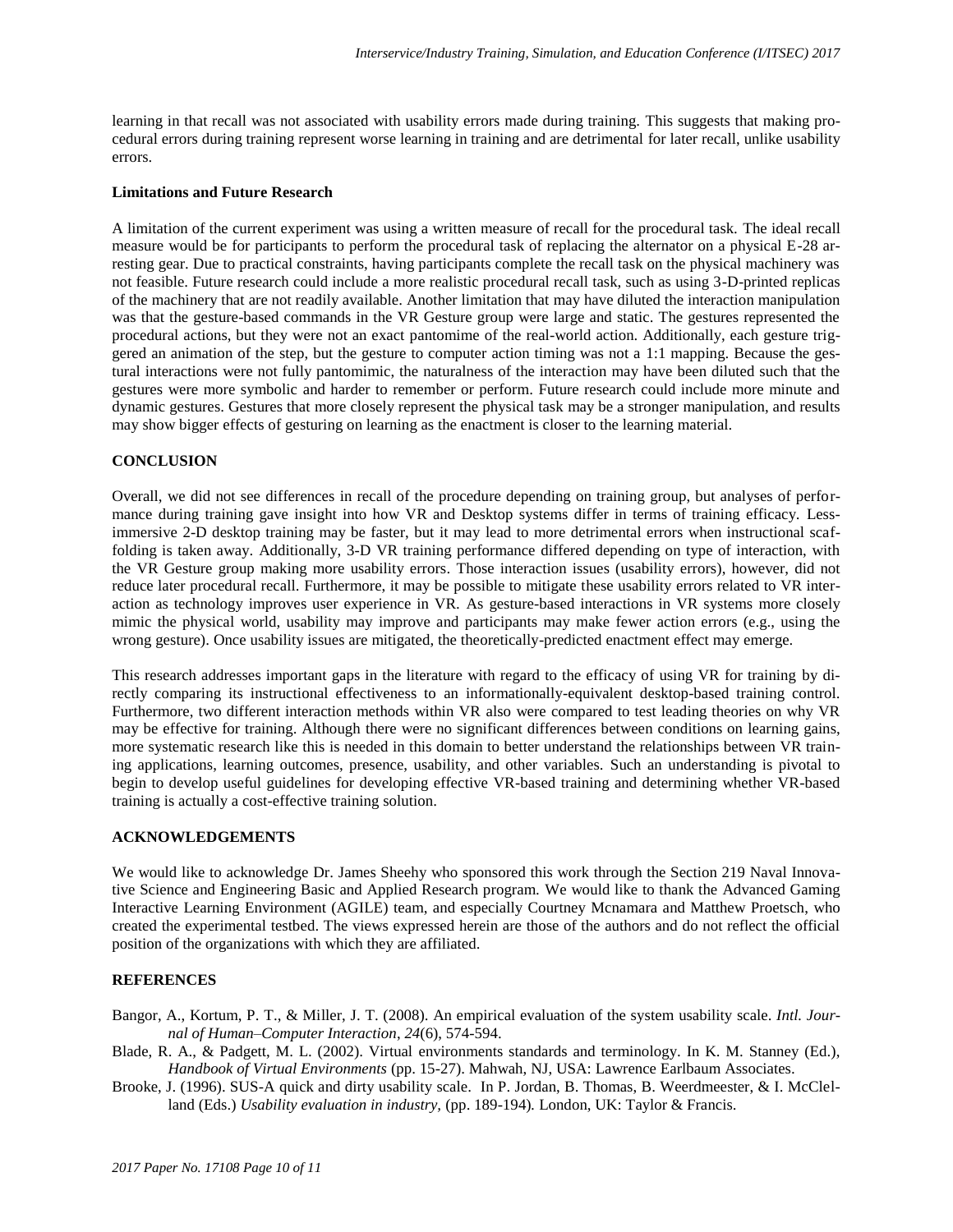learning in that recall was not associated with usability errors made during training. This suggests that making procedural errors during training represent worse learning in training and are detrimental for later recall, unlike usability errors.

### Limitations and Future Research

A limitation of the current experiment was using a written measure of recall for the procedural task. The ideal recall measure would be for participants to perform the procedural task of replacing the alternator on a physical E-28 arresting gear. Due to practical constraints, having participants complete the recall task on the physical machinery was not feasible. Future research could include a more realistic procedural recall task, such as using 3-D-printed replicas of the machinery that are not readily available. Another limitation that may have diluted the interaction manipulation was that the gesture-based commands in the VR Gesture group were large and static. The gestures represented the procedural actions, but they were not an exact pantomime of the real-world action. Additionally, each gesture triggered an animation of the step, but the gesture to computer action timing was not a 1:1 mapping. Because the gestural interactions were not fully pantomimic, the naturalness of the interaction may have been diluted such that the gestures were more symbolic and harder to remember or perform. Future research could include more minute and dynamic gestures. Gestures that more closely represent the physical task may be a stronger manipulation, and results may show bigger effects of gesturing on learning as the enactment is closer to the learning material.

## CONCLUSION

Overall, we did not see differences in recall of the procedure depending on training group, but analyses of performance during training gave insight into how VR and Desktop systems differ in terms of training efficacy. Less-immersive 2-D desktop training may be faster, but it may lead to more detrimental errors when instructional scaffolding is taken away. Additionally, 3-D VR training performance differed depending on type of interaction, with the VR Gesture group making more usability errors. Those interaction issues (usability errors), however, did not reduce later procedural recall. Furthermore, it may be possible to mitigate these usability errors related to VR interaction as technology improves user experience in VR. As gesture-based interactions in VR systems more closely mimic the physical world, usability may improve and participants may make fewer action errors (e.g., using the wrong gesture). Once usability issues are mitigated, the theoretically-predicted enactment effect may emerge.

This research addresses important gaps in the literature with regard to the efficacy of using VR for training by directly comparing its instructional effectiveness to an informationally-equivalent desktop-based training control. Furthermore, two different interaction methods within VR also were compared to test leading theories on why VR may be effective for training. Although there were no significant differences between conditions on learning gains, more systematic research like this is needed in this domain to better understand the relationships between VR training applications, learning outcomes, presence, usability, and other variables. Such an understanding is pivotal to begin to develop useful guidelines for developing effective VR-based training and determining whether VR-based training is actually a cost-effective training solution.

## ACKNOWLEDGEMENTS

We would like to acknowledge Dr. James Sheehy who sponsored this work through the Section 219 Naval Innovative Science and Engineering Basic and Applied Research program. We would like to thank the Advanced Gaming Interactive Learning Environment (AGILE) team, and especially Courtney Mcnamara and Matthew Proetsch, who created the experimental testbed. The views expressed herein are those of the authors and do not reflect the official position of the organizations with which they are affiliated.

## REFERENCES

Bangor, A., Kortum, P. T., & Miller, J. T. (2008). An empirical evaluation of the system usability scale. *Intl. Journal of Human–Computer Interaction*, *24*(6), 574-594.

Blade, R. A., & Padgett, M. L. (2002). Virtual environments standards and terminology. In K. M. Stanney (Ed.), *Handbook of Virtual Environments* (pp. 15-27). Mahwah, NJ, USA: Lawrence Earlbaum Associates.

Brooke, J. (1996). SUS-A quick and dirty usability scale. In P. Jordan, B. Thomas, B. Weerdmeester, & I. McClelland (Eds.) *Usability evaluation in industry,* (pp. 189-194)*.* London, UK: Taylor & Francis.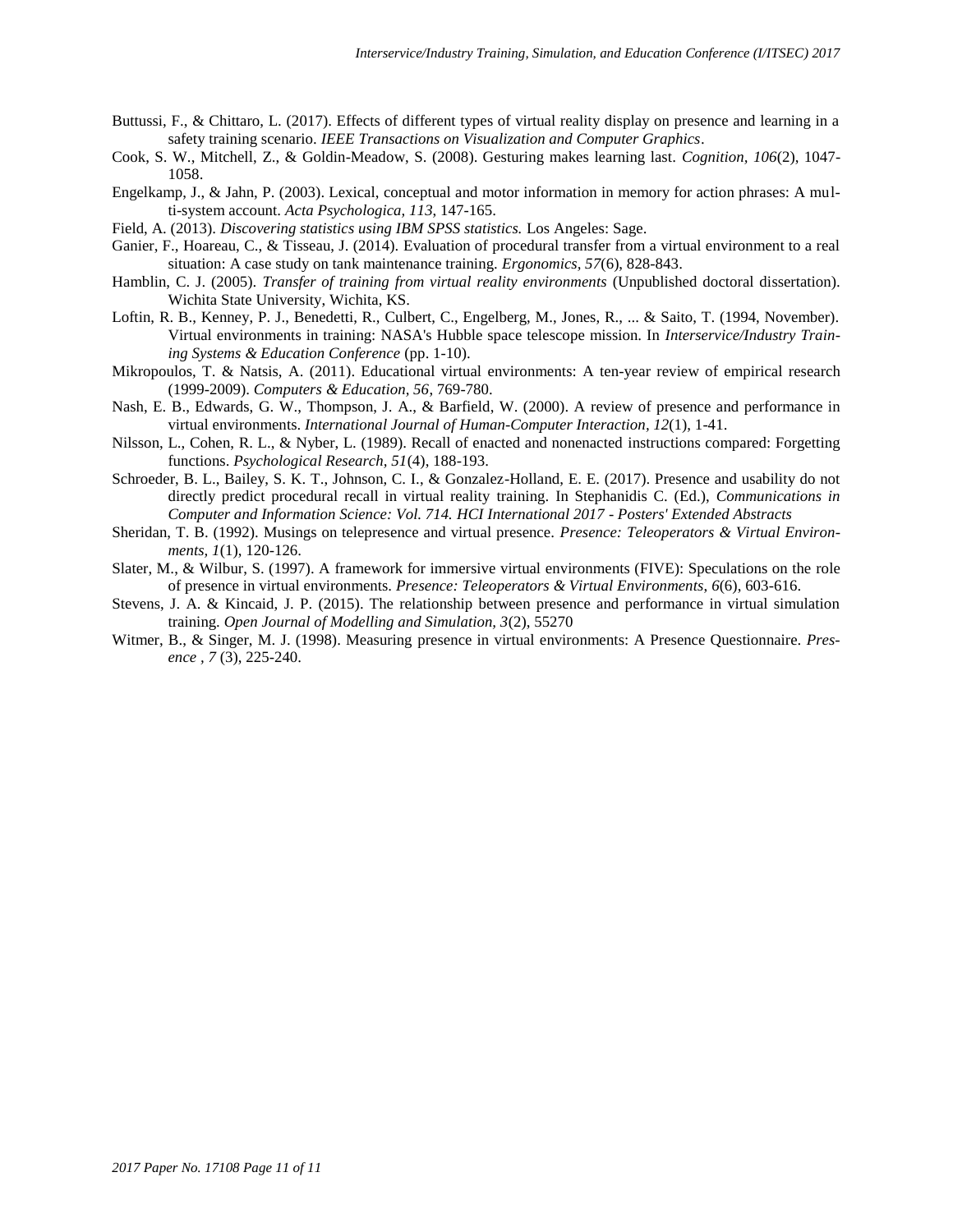Buttussi, F., & Chittaro, L. (2017). Effects of different types of virtual reality display on presence and learning in a safety training scenario. *IEEE Transactions on Visualization and Computer Graphics*.

Cook, S. W., Mitchell, Z., & Goldin-Meadow, S. (2008). Gesturing makes learning last. *Cognition, 106*(2), 1047-1058.

Engelkamp, J., & Jahn, P. (2003). Lexical, conceptual and motor information in memory for action phrases: A multi-system account. *Acta Psychologica, 113*, 147-165.

Field, A. (2013). *Discovering statistics using IBM SPSS statistics.* Los Angeles: Sage.

Ganier, F., Hoareau, C., & Tisseau, J. (2014). Evaluation of procedural transfer from a virtual environment to a real situation: A case study on tank maintenance training. *Ergonomics, 57*(6), 828-843.

Hamblin, C. J. (2005). *Transfer of training from virtual reality environments* (Unpublished doctoral dissertation). Wichita State University, Wichita, KS.

Loftin, R. B., Kenney, P. J., Benedetti, R., Culbert, C., Engelberg, M., Jones, R., ... & Saito, T. (1994, November). Virtual environments in training: NASA's Hubble space telescope mission. In *Interservice/Industry Training Systems & Education Conference* (pp. 1-10).

Mikropoulos, T. & Natsis, A. (2011). Educational virtual environments: A ten-year review of empirical research (1999-2009). *Computers & Education, 56*, 769-780.

Nash, E. B., Edwards, G. W., Thompson, J. A., & Barfield, W. (2000). A review of presence and performance in virtual environments. *International Journal of Human-Computer Interaction*, *12*(1), 1-41.

Nilsson, L., Cohen, R. L., & Nyber, L. (1989). Recall of enacted and nonenacted instructions compared: Forgetting functions. *Psychological Research, 51*(4), 188-193.

Schroeder, B. L., Bailey, S. K. T., Johnson, C. I., & Gonzalez-Holland, E. E. (2017). Presence and usability do not directly predict procedural recall in virtual reality training. In Stephanidis C. (Ed.), *Communications in Computer and Information Science: Vol. 714. HCI International 2017 - Posters' Extended Abstracts*

Sheridan, T. B. (1992). Musings on telepresence and virtual presence. *Presence: Teleoperators & Virtual Environments*, *1*(1), 120-126.

Slater, M., & Wilbur, S. (1997). A framework for immersive virtual environments (FIVE): Speculations on the role of presence in virtual environments. *Presence: Teleoperators & Virtual Environments*, *6*(6), 603-616.

Stevens, J. A. & Kincaid, J. P. (2015). The relationship between presence and performance in virtual simulation training. *Open Journal of Modelling and Simulation, 3*(2), 55270

Witmer, B., & Singer, M. J. (1998). Measuring presence in virtual environments: A Presence Questionnaire. *Presence , 7* (3), 225-240.